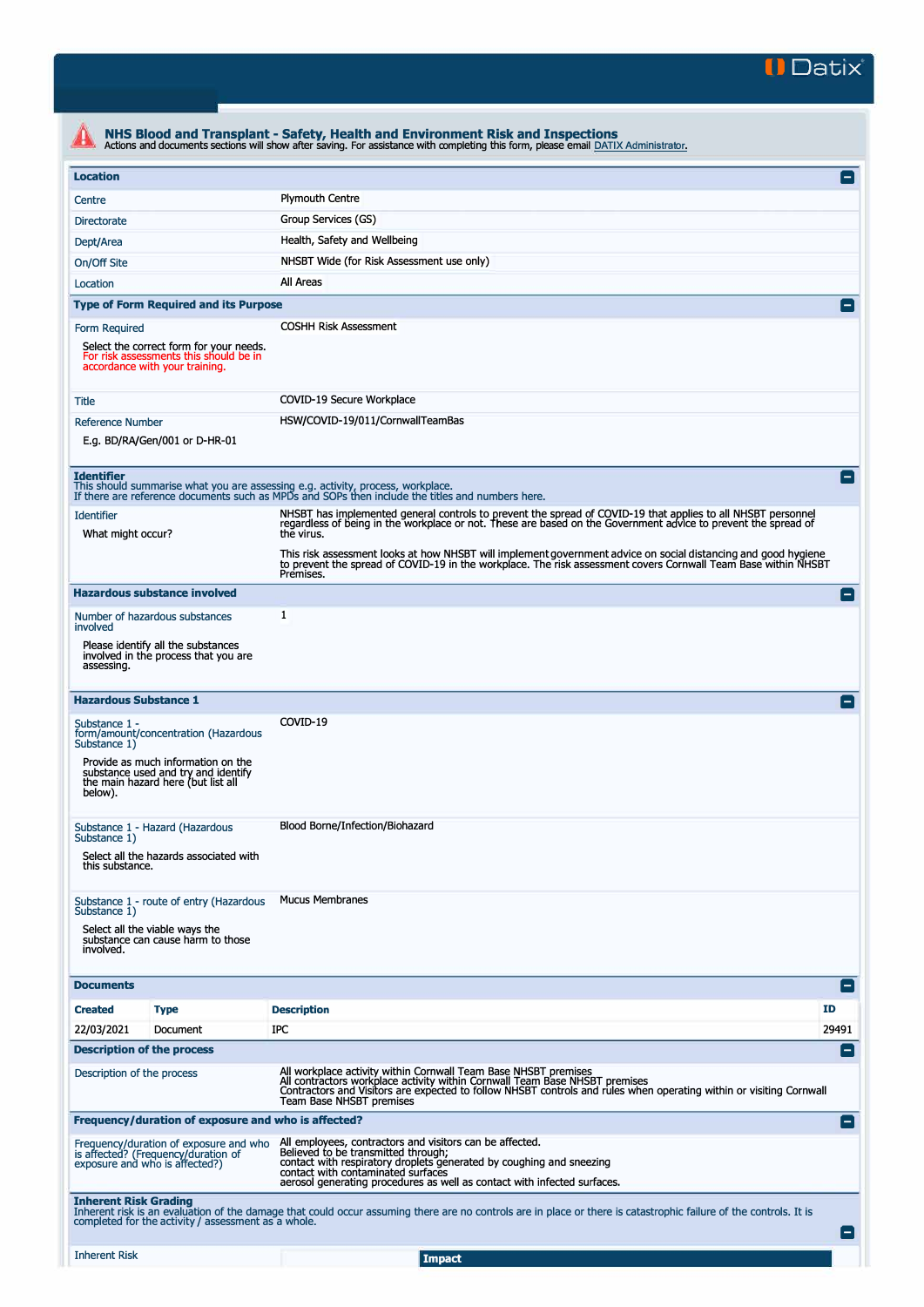# NHS Blood and Transplant - Safety, Health and Environment Risk and Inspections

Actions and documents sections will show after saving. For assistance with completing this form, please email DATIX Administrator.

## Location

| | |
|---|---|
| Centre | Plymouth Centre |
| Directorate | Group Services (GS) |
| Dept/Area | Health, Safety and Wellbeing |
| On/Off Site | NHSBT Wide (for Risk Assessment use only) |
| Location | All Areas |

## Type of Form Required and its Purpose

| | |
|---|---|
| Form Required<br><br>Select the correct form for your needs. For risk assessments this should be in accordance with your training. | COSHH Risk Assessment |
| Title | COVID-19 Secure Workplace |
| Reference Number<br><br>E.g. BD/RA/Gen/001 or D-HR-01 | HSW/COVID-19/011/CornwallTeamBas |

## Identifier

This should summarise what you are assessing e.g. activity, process, workplace.
If there are reference documents such as MPDs and SOPs then include the titles and numbers here.

| | |
|---|---|
| Identifier<br><br>What might occur? | NHSBT has implemented general controls to prevent the spread of COVID-19 that applies to all NHSBT personnel regardless of being in the workplace or not. These are based on the Government advice to prevent the spread of the virus.<br><br>This risk assessment looks at how NHSBT will implement government advice on social distancing and good hygiene to prevent the spread of COVID-19 in the workplace. The risk assessment covers Cornwall Team Base within NHSBT Premises. |

## Hazardous substance involved

| | |
|---|---|
| Number of hazardous substances involved<br><br>Please identify all the substances involved in the process that you are assessing. | 1 |

## Hazardous Substance 1

| | |
|---|---|
| Substance 1 - form/amount/concentration (Hazardous Substance 1)<br><br>Provide as much information on the substance used and try and identify the main hazard here (but list all below). | COVID-19 |
| Substance 1 - Hazard (Hazardous Substance 1)<br><br>Select all the hazards associated with this substance. | Blood Borne/Infection/Biohazard |
| Substance 1 - route of entry (Hazardous Substance 1)<br><br>Select all the viable ways the substance can cause harm to those involved. | Mucus Membranes |

## Documents

| Created | Type | Description | ID |
|---|---|---|---|
| 22/03/2021 | Document | IPC | 29491 |

## Description of the process

| | |
|---|---|
| Description of the process | All workplace activity within Cornwall Team Base NHSBT premises<br>All contractors workplace activity within Cornwall Team Base NHSBT premises<br>Contractors and Visitors are expected to follow NHSBT controls and rules when operating within or visiting Cornwall Team Base NHSBT premises |

## Frequency/duration of exposure and who is affected?

| | |
|---|---|
| Frequency/duration of exposure and who is affected? (Frequency/duration of exposure and who is affected?) | All employees, contractors and visitors can be affected.<br>Believed to be transmitted through;<br>contact with respiratory droplets generated by coughing and sneezing<br>contact with contaminated surfaces<br>aerosol generating procedures as well as contact with infected surfaces. |

## Inherent Risk Grading

Inherent risk is an evaluation of the damage that could occur assuming there are no controls are in place or there is catastrophic failure of the controls. It is completed for the activity / assessment as a whole.

| Inherent Risk | | Impact |
|---|---|---|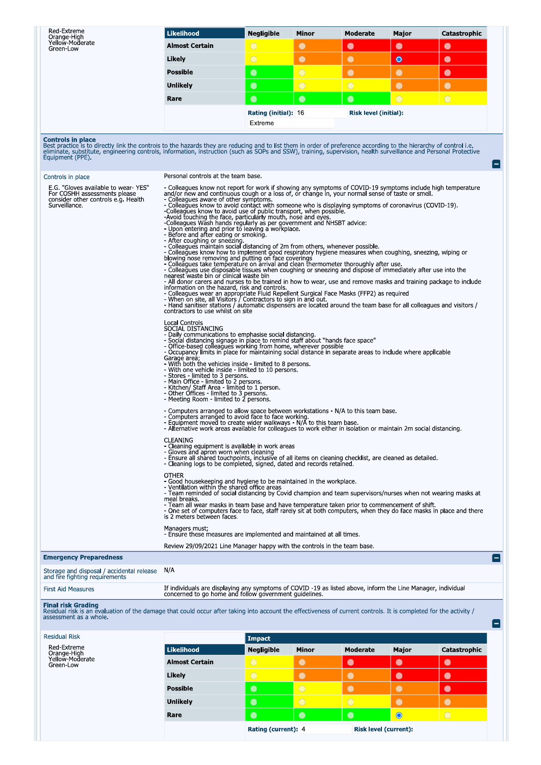Red-Extreme
Orange-High
Yellow-Moderate
Green-Low

| Likelihood | Negligible | Minor | Moderate | Major | Catastrophic |
|---|---|---|---|---|---|
| Almost Certain | ○ | ○ | ○ | ○ | ○ |
| Likely | ○ | ○ | ○ | ◉ | ○ |
| Possible | ○ | ○ | ○ | ○ | ○ |
| Unlikely | ○ | ○ | ○ | ○ | ○ |
| Rare | ○ | ○ | ○ | ○ | ○ |

**Rating (initial):** 16 **Risk level (initial):** Extreme

**Controls in place**
Best practice is to directly link the controls to the hazards they are reducing and to list them in order of preference according to the hierarchy of control i.e. eliminate, substitute, engineering controls, information, instruction (such as SOPs and SSW), training, supervision, health surveillance and Personal Protective Equipment (PPE).

Controls in place

E.G. "Gloves available to wear- YES" For COSHH assessments please consider other controls e.g. Health Surveillance.

Personal controls at the team base.

- Colleagues know not report for work if showing any symptoms of COVID-19 symptoms include high temperature and/or new and continuous cough or a loss of, or change in, your normal sense of taste or smell.
- Colleagues aware of other symptoms.
- Colleagues know to avoid contact with someone who is displaying symptoms of coronavirus (COVID-19).
-Colleagues know to avoid use of public transport, when possible.
-Avoid touching the face, particularly mouth, nose and eyes.
-Colleagues Wash hands regularly as per government and NHSBT advice:
- Upon entering and prior to leaving a workplace.
- Before and after eating or smoking.
- After coughing or sneezing.
- Colleagues maintain social distancing of 2m from others, whenever possible.
- Colleagues know how to implement good respiratory hygiene measures when coughing, sneezing, wiping or blowing nose removing and putting on face coverings
- Colleagues take temperature on arrival and clean thermometer thoroughly after use.
- Colleagues use disposable tissues when coughing or sneezing and dispose of immediately after use into the nearest waste bin or clinical waste bin
- All donor carers and nurses to be trained in how to wear, use and remove masks and training package to include information on the hazard, risk and controls.
- Colleagues wear an appropriate Fluid Repellent Surgical Face Masks (FFP2) as required
- When on site, all Visitors / Contractors to sign in and out.
- Hand sanitiser stations / automatic dispensers are located around the team base for all colleagues and visitors / contractors to use whilst on site

Local Controls
SOCIAL DISTANCING
- Daily communications to emphasise social distancing.
- Social distancing signage in place to remind staff about "hands face space"
- Office-based colleagues working from home, wherever possible
- Occupancy limits in place for maintaining social distance in separate areas to include where applicable
Garage area;
- With both the vehicles inside - limited to 8 persons.
- With one vehicle inside - limited to 10 persons.
- Stores - limited to 3 persons.
- Main Office - limited to 2 persons.
- Kitchen/ Staff Area - limited to 1 person.
- Other Offices - limited to 3 persons.
- Meeting Room - limited to 2 persons.

- Computers arranged to allow space between workstations - N/A to this team base.
- Computers arranged to avoid face to face working.
- Equipment moved to create wider walkways - N/A to this team base.
- Alternative work areas available for colleagues to work either in isolation or maintain 2m social distancing.

CLEANING
- Cleaning equipment is available in work areas
- Gloves and apron worn when cleaning
- Ensure all shared touchpoints, inclusive of all items on cleaning checklist, are cleaned as detailed.
- Cleaning logs to be completed, signed, dated and records retained.

OTHER
- Good housekeeping and hygiene to be maintained in the workplace.
- Ventilation within the shared office areas
- Team reminded of social distancing by Covid champion and team supervisors/nurses when not wearing masks at meal breaks.
- Team all wear masks in team base and have temperature taken prior to commencement of shift.
- One set of computers face to face, staff rarely sit at both computers, when they do face masks in place and there is 2 meters between faces.

Managers must;
- Ensure these measures are implemented and maintained at all times.

Review 29/09/2021 Line Manager happy with the controls in the team base.

**Emergency Preparedness**

| | |
|---|---|
| Storage and disposal / accidental release and fire fighting requirements | N/A |
| First Aid Measures | If individuals are displaying any symptoms of COVID -19 as listed above, inform the Line Manager, individual concerned to go home and follow government guidelines. |

**Final risk Grading**
Residual risk is an evaluation of the damage that could occur after taking into account the effectiveness of current controls. It is completed for the activity / assessment as a whole.

Residual Risk

Red-Extreme
Orange-High
Yellow-Moderate
Green-Low

| | Impact | | | | |
|---|---|---|---|---|---|
| **Likelihood** | **Negligible** | **Minor** | **Moderate** | **Major** | **Catastrophic** |
| Almost Certain | ○ | ○ | ○ | ○ | ○ |
| Likely | ○ | ○ | ○ | ○ | ○ |
| Possible | ○ | ○ | ○ | ○ | ○ |
| Unlikely | ○ | ○ | ○ | ○ | ○ |
| Rare | ○ | ○ | ○ | ◉ | ○ |

**Rating (current):** 4 **Risk level (current):**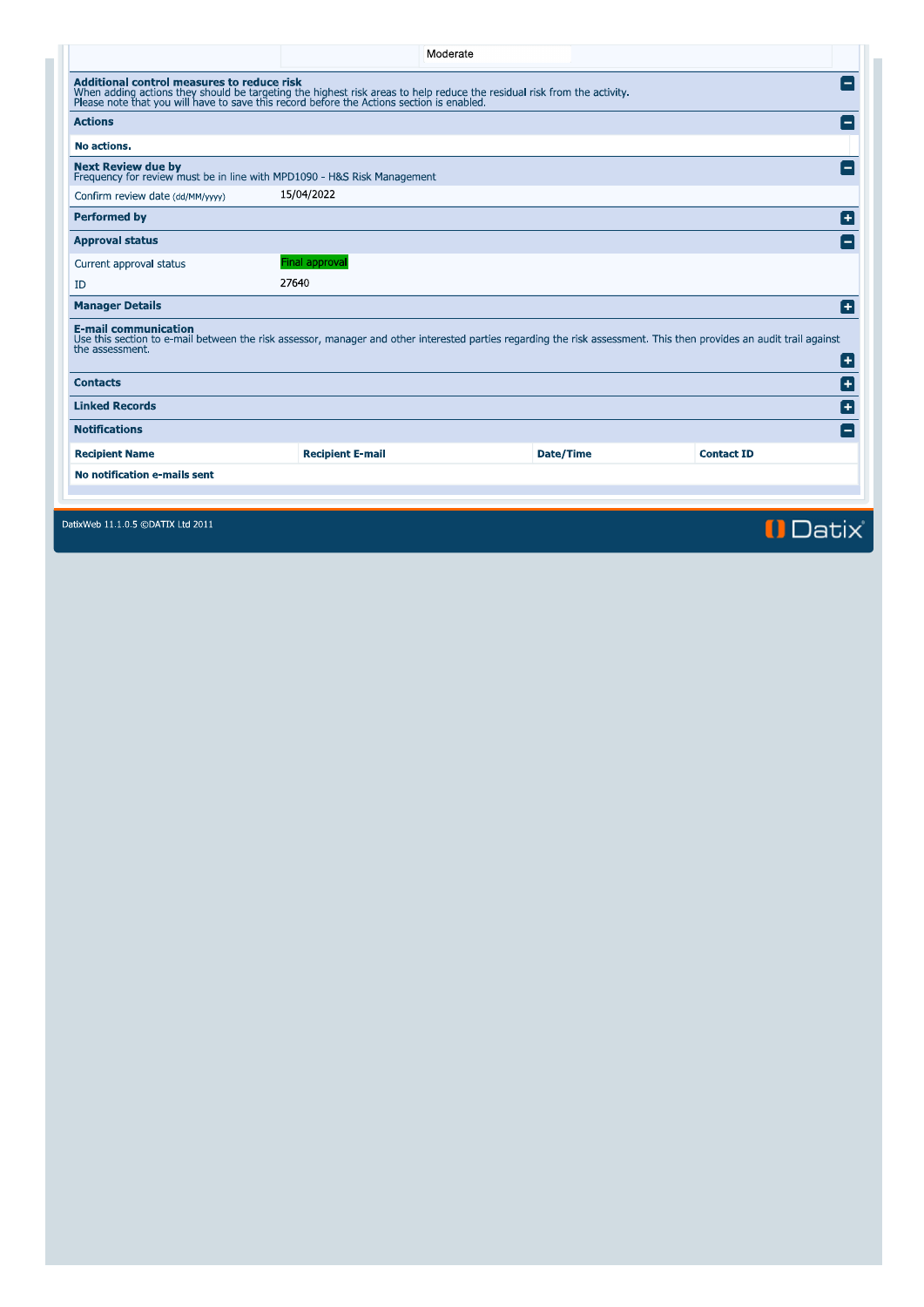Moderate

**Additional control measures to reduce risk**
When adding actions they should be targeting the highest risk areas to help reduce the residual risk from the activity.
Please note that you will have to save this record before the Actions section is enabled.

**Actions**

**No actions.**

**Next Review due by**
Frequency for review must be in line with MPD1090 - H&S Risk Management

| | |
|---|---|
| Confirm review date (dd/MM/yyyy) | 15/04/2022 |

**Performed by**

**Approval status**

| | |
|---|---|
| Current approval status | Final approval |
| ID | 27640 |

**Manager Details**

**E-mail communication**
Use this section to e-mail between the risk assessor, manager and other interested parties regarding the risk assessment. This then provides an audit trail against the assessment.

**Contacts**

**Linked Records**

**Notifications**

| Recipient Name | Recipient E-mail | Date/Time | Contact ID |
|---|---|---|---|
| **No notification e-mails sent** | | | |

DatixWeb 11.1.0.5 ©DATIX Ltd 2011

Datix®